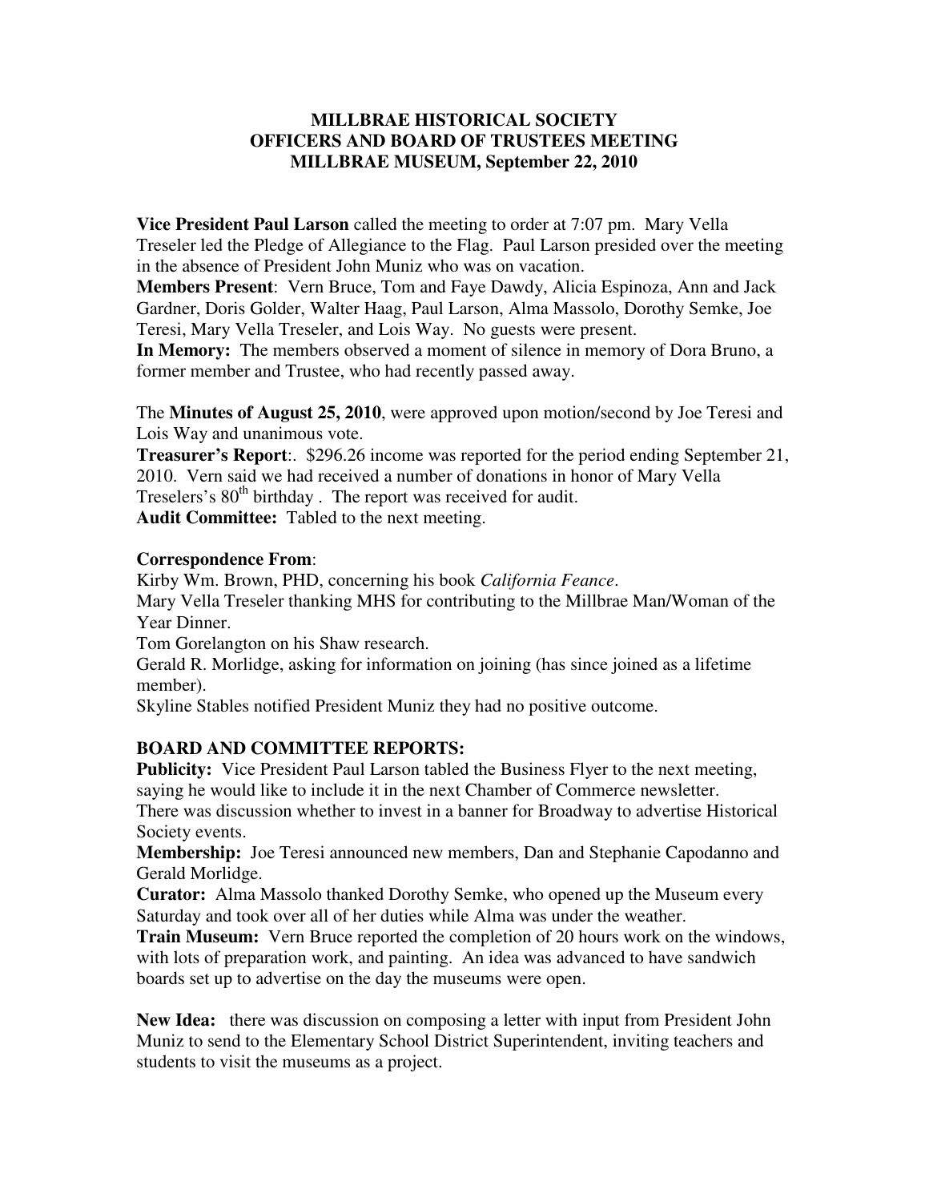**MILLBRAE HISTORICAL SOCIETY**
**OFFICERS AND BOARD OF TRUSTEES MEETING**
**MILLBRAE MUSEUM, September 22, 2010**

**Vice President Paul Larson** called the meeting to order at 7:07 pm. Mary Vella Treseler led the Pledge of Allegiance to the Flag. Paul Larson presided over the meeting in the absence of President John Muniz who was on vacation.

**Members Present**: Vern Bruce, Tom and Faye Dawdy, Alicia Espinoza, Ann and Jack Gardner, Doris Golder, Walter Haag, Paul Larson, Alma Massolo, Dorothy Semke, Joe Teresi, Mary Vella Treseler, and Lois Way. No guests were present.

**In Memory:** The members observed a moment of silence in memory of Dora Bruno, a former member and Trustee, who had recently passed away.

The **Minutes of August 25, 2010**, were approved upon motion/second by Joe Teresi and Lois Way and unanimous vote.

**Treasurer's Report**:. $296.26 income was reported for the period ending September 21, 2010. Vern said we had received a number of donations in honor of Mary Vella Treselers's 80th birthday . The report was received for audit.

**Audit Committee:** Tabled to the next meeting.

**Correspondence From**:

Kirby Wm. Brown, PHD, concerning his book *California Feance*.

Mary Vella Treseler thanking MHS for contributing to the Millbrae Man/Woman of the Year Dinner.

Tom Gorelangton on his Shaw research.

Gerald R. Morlidge, asking for information on joining (has since joined as a lifetime member).

Skyline Stables notified President Muniz they had no positive outcome.

**BOARD AND COMMITTEE REPORTS:**

**Publicity:** Vice President Paul Larson tabled the Business Flyer to the next meeting, saying he would like to include it in the next Chamber of Commerce newsletter. There was discussion whether to invest in a banner for Broadway to advertise Historical Society events.

**Membership:** Joe Teresi announced new members, Dan and Stephanie Capodanno and Gerald Morlidge.

**Curator:** Alma Massolo thanked Dorothy Semke, who opened up the Museum every Saturday and took over all of her duties while Alma was under the weather.

**Train Museum:** Vern Bruce reported the completion of 20 hours work on the windows, with lots of preparation work, and painting. An idea was advanced to have sandwich boards set up to advertise on the day the museums were open.

**New Idea:** there was discussion on composing a letter with input from President John Muniz to send to the Elementary School District Superintendent, inviting teachers and students to visit the museums as a project.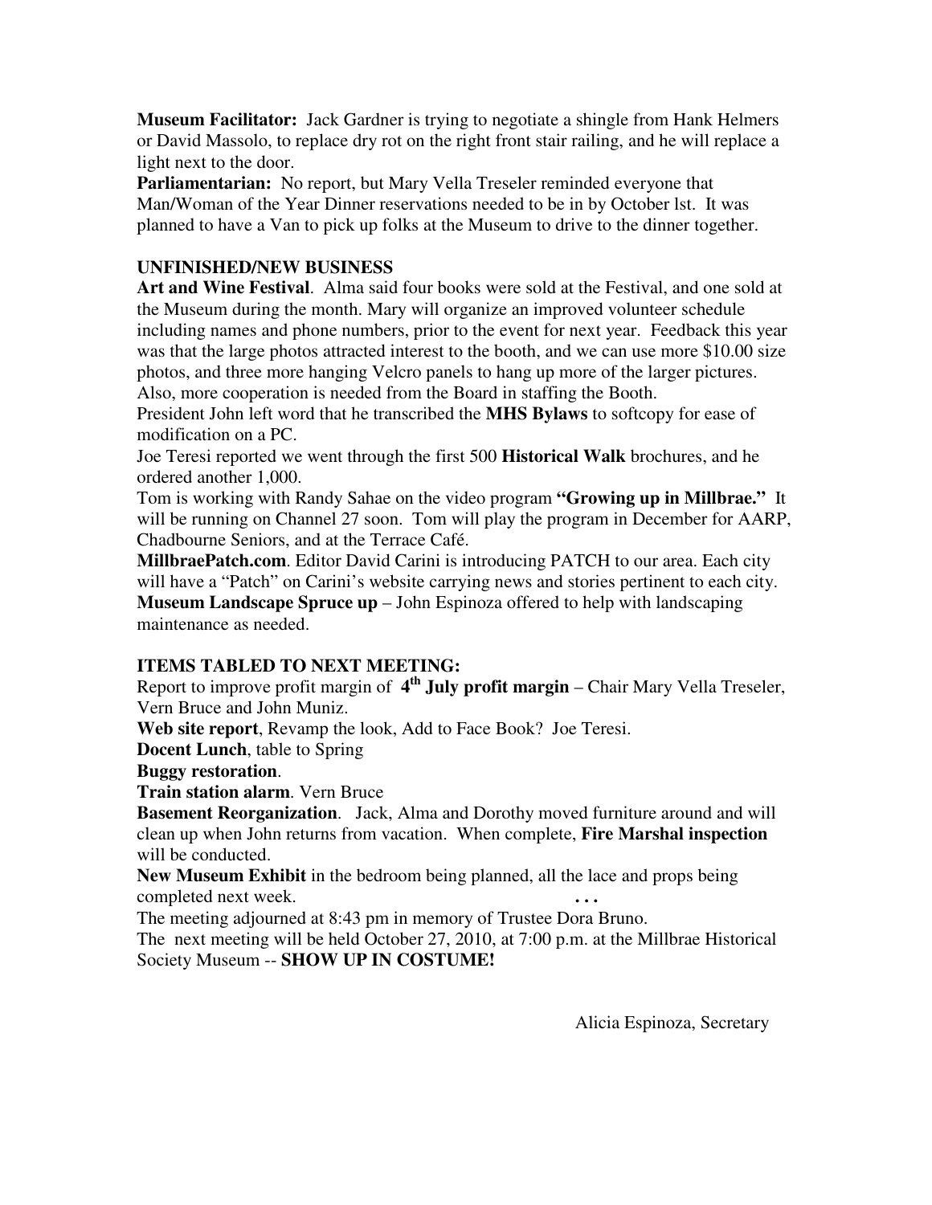**Museum Facilitator:** Jack Gardner is trying to negotiate a shingle from Hank Helmers or David Massolo, to replace dry rot on the right front stair railing, and he will replace a light next to the door.

**Parliamentarian:** No report, but Mary Vella Treseler reminded everyone that Man/Woman of the Year Dinner reservations needed to be in by October lst. It was planned to have a Van to pick up folks at the Museum to drive to the dinner together.

**UNFINISHED/NEW BUSINESS**

**Art and Wine Festival**. Alma said four books were sold at the Festival, and one sold at the Museum during the month. Mary will organize an improved volunteer schedule including names and phone numbers, prior to the event for next year. Feedback this year was that the large photos attracted interest to the booth, and we can use more $10.00 size photos, and three more hanging Velcro panels to hang up more of the larger pictures. Also, more cooperation is needed from the Board in staffing the Booth.

President John left word that he transcribed the **MHS Bylaws** to softcopy for ease of modification on a PC.

Joe Teresi reported we went through the first 500 **Historical Walk** brochures, and he ordered another 1,000.

Tom is working with Randy Sahae on the video program **"Growing up in Millbrae."** It will be running on Channel 27 soon. Tom will play the program in December for AARP, Chadbourne Seniors, and at the Terrace Café.

**MillbraePatch.com**. Editor David Carini is introducing PATCH to our area. Each city will have a "Patch" on Carini's website carrying news and stories pertinent to each city.

**Museum Landscape Spruce up** – John Espinoza offered to help with landscaping maintenance as needed.

**ITEMS TABLED TO NEXT MEETING:**

Report to improve profit margin of **4th July profit margin** – Chair Mary Vella Treseler, Vern Bruce and John Muniz.

**Web site report**, Revamp the look, Add to Face Book? Joe Teresi.

**Docent Lunch**, table to Spring

**Buggy restoration**.

**Train station alarm**. Vern Bruce

**Basement Reorganization**. Jack, Alma and Dorothy moved furniture around and will clean up when John returns from vacation. When complete, **Fire Marshal inspection** will be conducted.

**New Museum Exhibit** in the bedroom being planned, all the lace and props being completed next week.

**. . .**

The meeting adjourned at 8:43 pm in memory of Trustee Dora Bruno.

The next meeting will be held October 27, 2010, at 7:00 p.m. at the Millbrae Historical Society Museum -- **SHOW UP IN COSTUME!**

Alicia Espinoza, Secretary